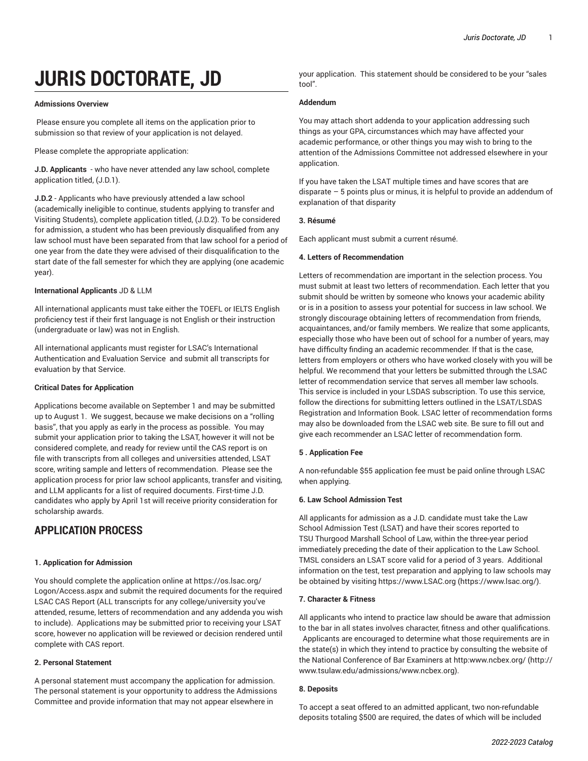# JURIS DOCTORATE, JD

**Admissions Overview**

Please ensure you complete all items on the application prior to submission so that review of your application is not delayed.

Please complete the appropriate application:

**J.D. Applicants** - who have never attended any law school, complete application titled, (J.D.1).

**J.D.2** - Applicants who have previously attended a law school (academically ineligible to continue, students applying to transfer and Visiting Students), complete application titled, (J.D.2). To be considered for admission, a student who has been previously disqualified from any law school must have been separated from that law school for a period of one year from the date they were advised of their disqualification to the start date of the fall semester for which they are applying (one academic year).

**International Applicants** JD & LLM

All international applicants must take either the TOEFL or IELTS English proficiency test if their first language is not English or their instruction (undergraduate or law) was not in English.

All international applicants must register for LSAC's International Authentication and Evaluation Service and submit all transcripts for evaluation by that Service.

**Critical Dates for Application**

Applications become available on September 1 and may be submitted up to August 1. We suggest, because we make decisions on a "rolling basis", that you apply as early in the process as possible. You may submit your application prior to taking the LSAT, however it will not be considered complete, and ready for review until the CAS report is on file with transcripts from all colleges and universities attended, LSAT score, writing sample and letters of recommendation. Please see the application process for prior law school applicants, transfer and visiting, and LLM applicants for a list of required documents. First-time J.D. candidates who apply by April 1st will receive priority consideration for scholarship awards.

## APPLICATION PROCESS

**1. Application for Admission**

You should complete the application online at https://os.lsac.org/Logon/Access.aspx and submit the required documents for the required LSAC CAS Report (ALL transcripts for any college/university you've attended, resume, letters of recommendation and any addenda you wish to include). Applications may be submitted prior to receiving your LSAT score, however no application will be reviewed or decision rendered until complete with CAS report.

**2. Personal Statement**

A personal statement must accompany the application for admission. The personal statement is your opportunity to address the Admissions Committee and provide information that may not appear elsewhere in your application. This statement should be considered to be your "sales tool".

**Addendum**

You may attach short addenda to your application addressing such things as your GPA, circumstances which may have affected your academic performance, or other things you may wish to bring to the attention of the Admissions Committee not addressed elsewhere in your application.

If you have taken the LSAT multiple times and have scores that are disparate – 5 points plus or minus, it is helpful to provide an addendum of explanation of that disparity

**3. Résumé**

Each applicant must submit a current résumé.

**4. Letters of Recommendation**

Letters of recommendation are important in the selection process. You must submit at least two letters of recommendation. Each letter that you submit should be written by someone who knows your academic ability or is in a position to assess your potential for success in law school. We strongly discourage obtaining letters of recommendation from friends, acquaintances, and/or family members. We realize that some applicants, especially those who have been out of school for a number of years, may have difficulty finding an academic recommender. If that is the case, letters from employers or others who have worked closely with you will be helpful. We recommend that your letters be submitted through the LSAC letter of recommendation service that serves all member law schools. This service is included in your LSDAS subscription. To use this service, follow the directions for submitting letters outlined in the LSAT/LSDAS Registration and Information Book. LSAC letter of recommendation forms may also be downloaded from the LSAC web site. Be sure to fill out and give each recommender an LSAC letter of recommendation form.

**5 . Application Fee**

A non-refundable $55 application fee must be paid online through LSAC when applying.

**6. Law School Admission Test**

All applicants for admission as a J.D. candidate must take the Law School Admission Test (LSAT) and have their scores reported to TSU Thurgood Marshall School of Law, within the three-year period immediately preceding the date of their application to the Law School. TMSL considers an LSAT score valid for a period of 3 years. Additional information on the test, test preparation and applying to law schools may be obtained by visiting https://www.LSAC.org (https://www.lsac.org/).

**7. Character & Fitness**

All applicants who intend to practice law should be aware that admission to the bar in all states involves character, fitness and other qualifications. Applicants are encouraged to determine what those requirements are in the state(s) in which they intend to practice by consulting the website of the National Conference of Bar Examiners at http:www.ncbex.org/ (http://www.tsulaw.edu/admissions/www.ncbex.org).

**8. Deposits**

To accept a seat offered to an admitted applicant, two non-refundable deposits totaling $500 are required, the dates of which will be included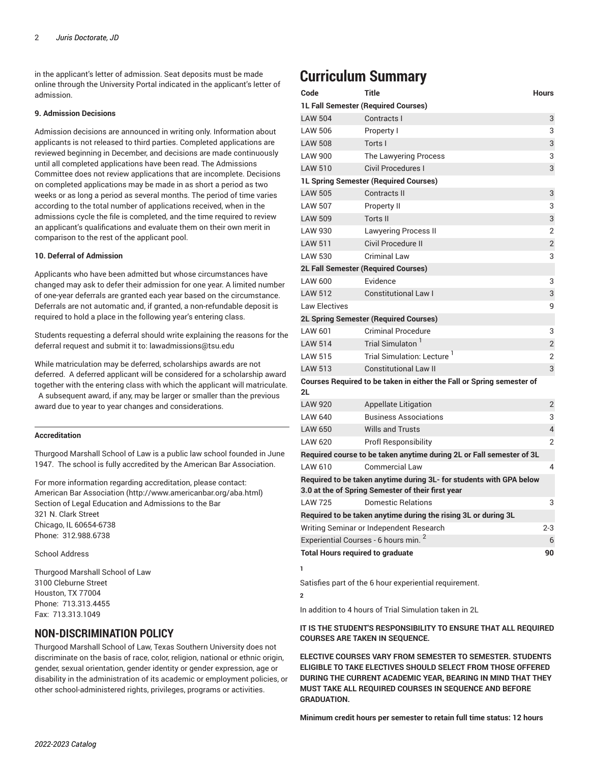in the applicant's letter of admission. Seat deposits must be made online through the University Portal indicated in the applicant's letter of admission.

**9. Admission Decisions**

Admission decisions are announced in writing only. Information about applicants is not released to third parties. Completed applications are reviewed beginning in December, and decisions are made continuously until all completed applications have been read. The Admissions Committee does not review applications that are incomplete. Decisions on completed applications may be made in as short a period as two weeks or as long a period as several months. The period of time varies according to the total number of applications received, when in the admissions cycle the file is completed, and the time required to review an applicant's qualifications and evaluate them on their own merit in comparison to the rest of the applicant pool.

**10. Deferral of Admission**

Applicants who have been admitted but whose circumstances have changed may ask to defer their admission for one year. A limited number of one-year deferrals are granted each year based on the circumstance. Deferrals are not automatic and, if granted, a non-refundable deposit is required to hold a place in the following year's entering class.

Students requesting a deferral should write explaining the reasons for the deferral request and submit it to: lawadmissions@tsu.edu

While matriculation may be deferred, scholarships awards are not deferred. A deferred applicant will be considered for a scholarship award together with the entering class with which the applicant will matriculate. A subsequent award, if any, may be larger or smaller than the previous award due to year to year changes and considerations.

**Accreditation**

Thurgood Marshall School of Law is a public law school founded in June 1947. The school is fully accredited by the American Bar Association.

For more information regarding accreditation, please contact:
American Bar Association (http://www.americanbar.org/aba.html)
Section of Legal Education and Admissions to the Bar
321 N. Clark Street
Chicago, IL 60654-6738
Phone: 312.988.6738

School Address

Thurgood Marshall School of Law
3100 Cleburne Street
Houston, TX 77004
Phone: 713.313.4455
Fax: 713.313.1049

## NON-DISCRIMINATION POLICY

Thurgood Marshall School of Law, Texas Southern University does not discriminate on the basis of race, color, religion, national or ethnic origin, gender, sexual orientation, gender identity or gender expression, age or disability in the administration of its academic or employment policies, or other school-administered rights, privileges, programs or activities.

# Curriculum Summary

| Code | Title | Hours |
|---|---|---|
| **1L Fall Semester (Required Courses)** | | |
| LAW 504 | Contracts I | 3 |
| LAW 506 | Property I | 3 |
| LAW 508 | Torts I | 3 |
| LAW 900 | The Lawyering Process | 3 |
| LAW 510 | Civil Procedures I | 3 |
| **1L Spring Semester (Required Courses)** | | |
| LAW 505 | Contracts II | 3 |
| LAW 507 | Property II | 3 |
| LAW 509 | Torts II | 3 |
| LAW 930 | Lawyering Process II | 2 |
| LAW 511 | Civil Procedure II | 2 |
| LAW 530 | Criminal Law | 3 |
| **2L Fall Semester (Required Courses)** | | |
| LAW 600 | Evidence | 3 |
| LAW 512 | Constitutional Law I | 3 |
| Law Electives | | 9 |
| **2L Spring Semester (Required Courses)** | | |
| LAW 601 | Criminal Procedure | 3 |
| LAW 514 | Trial Simulaton [1] | 2 |
| LAW 515 | Trial Simulation: Lecture [1] | 2 |
| LAW 513 | Constitutional Law II | 3 |
| **Courses Required to be taken in either the Fall or Spring semester of 2L** | | |
| LAW 920 | Appellate Litigation | 2 |
| LAW 640 | Business Associations | 3 |
| LAW 650 | Wills and Trusts | 4 |
| LAW 620 | Profl Responsibility | 2 |
| **Required course to be taken anytime during 2L or Fall semester of 3L** | | |
| LAW 610 | Commercial Law | 4 |
| **Required to be taken anytime during 3L- for students with GPA below 3.0 at the of Spring Semester of their first year** | | |
| LAW 725 | Domestic Relations | 3 |
| **Required to be taken anytime during the rising 3L or during 3L** | | |
| Writing Seminar or Independent Research | | 2-3 |
| Experiential Courses - 6 hours min. [2] | | 6 |
| **Total Hours required to graduate** | | **90** |

**1**

Satisfies part of the 6 hour experiential requirement.

**2**

In addition to 4 hours of Trial Simulation taken in 2L

**IT IS THE STUDENT'S RESPONSIBILITY TO ENSURE THAT ALL REQUIRED COURSES ARE TAKEN IN SEQUENCE.**

**ELECTIVE COURSES VARY FROM SEMESTER TO SEMESTER. STUDENTS ELIGIBLE TO TAKE ELECTIVES SHOULD SELECT FROM THOSE OFFERED DURING THE CURRENT ACADEMIC YEAR, BEARING IN MIND THAT THEY MUST TAKE ALL REQUIRED COURSES IN SEQUENCE AND BEFORE GRADUATION.**

**Minimum credit hours per semester to retain full time status: 12 hours**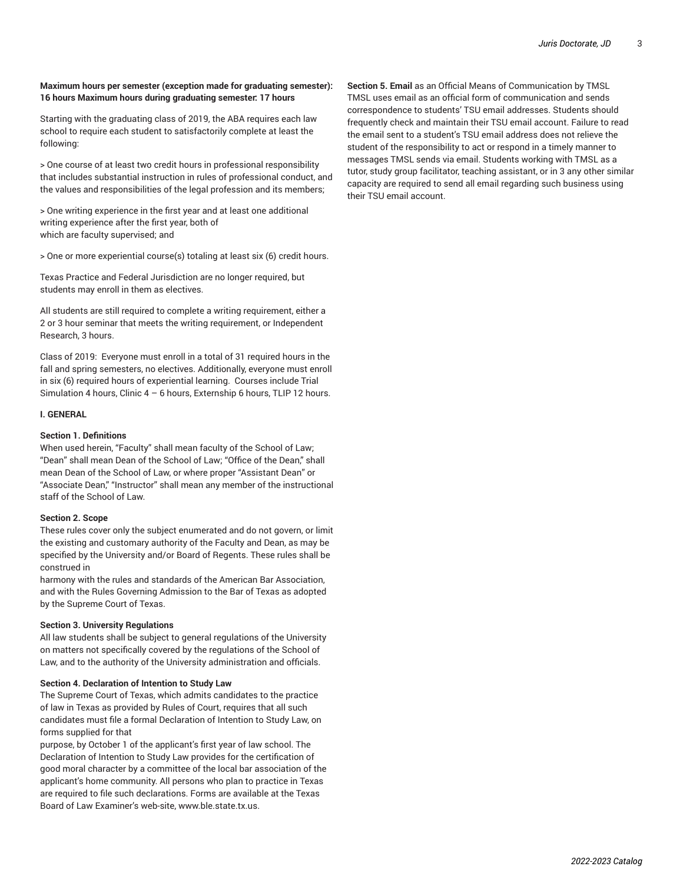**Maximum hours per semester (exception made for graduating semester): 16 hours Maximum hours during graduating semester: 17 hours**

Starting with the graduating class of 2019, the ABA requires each law school to require each student to satisfactorily complete at least the following:

> One course of at least two credit hours in professional responsibility that includes substantial instruction in rules of professional conduct, and the values and responsibilities of the legal profession and its members;

> One writing experience in the first year and at least one additional writing experience after the first year, both of which are faculty supervised; and

> One or more experiential course(s) totaling at least six (6) credit hours.

Texas Practice and Federal Jurisdiction are no longer required, but students may enroll in them as electives.

All students are still required to complete a writing requirement, either a 2 or 3 hour seminar that meets the writing requirement, or Independent Research, 3 hours.

Class of 2019: Everyone must enroll in a total of 31 required hours in the fall and spring semesters, no electives. Additionally, everyone must enroll in six (6) required hours of experiential learning. Courses include Trial Simulation 4 hours, Clinic 4 – 6 hours, Externship 6 hours, TLIP 12 hours.

## I. GENERAL

### Section 1. Definitions

When used herein, "Faculty" shall mean faculty of the School of Law; "Dean" shall mean Dean of the School of Law; "Office of the Dean," shall mean Dean of the School of Law, or where proper "Assistant Dean" or "Associate Dean," "Instructor" shall mean any member of the instructional staff of the School of Law.

### Section 2. Scope

These rules cover only the subject enumerated and do not govern, or limit the existing and customary authority of the Faculty and Dean, as may be specified by the University and/or Board of Regents. These rules shall be construed in harmony with the rules and standards of the American Bar Association, and with the Rules Governing Admission to the Bar of Texas as adopted by the Supreme Court of Texas.

### Section 3. University Regulations

All law students shall be subject to general regulations of the University on matters not specifically covered by the regulations of the School of Law, and to the authority of the University administration and officials.

### Section 4. Declaration of Intention to Study Law

The Supreme Court of Texas, which admits candidates to the practice of law in Texas as provided by Rules of Court, requires that all such candidates must file a formal Declaration of Intention to Study Law, on forms supplied for that purpose, by October 1 of the applicant's first year of law school. The Declaration of Intention to Study Law provides for the certification of good moral character by a committee of the local bar association of the applicant's home community. All persons who plan to practice in Texas are required to file such declarations. Forms are available at the Texas Board of Law Examiner's web-site, www.ble.state.tx.us.

**Section 5. Email** as an Official Means of Communication by TMSL

TMSL uses email as an official form of communication and sends correspondence to students' TSU email addresses. Students should frequently check and maintain their TSU email account. Failure to read the email sent to a student's TSU email address does not relieve the student of the responsibility to act or respond in a timely manner to messages TMSL sends via email. Students working with TMSL as a tutor, study group facilitator, teaching assistant, or in 3 any other similar capacity are required to send all email regarding such business using their TSU email account.